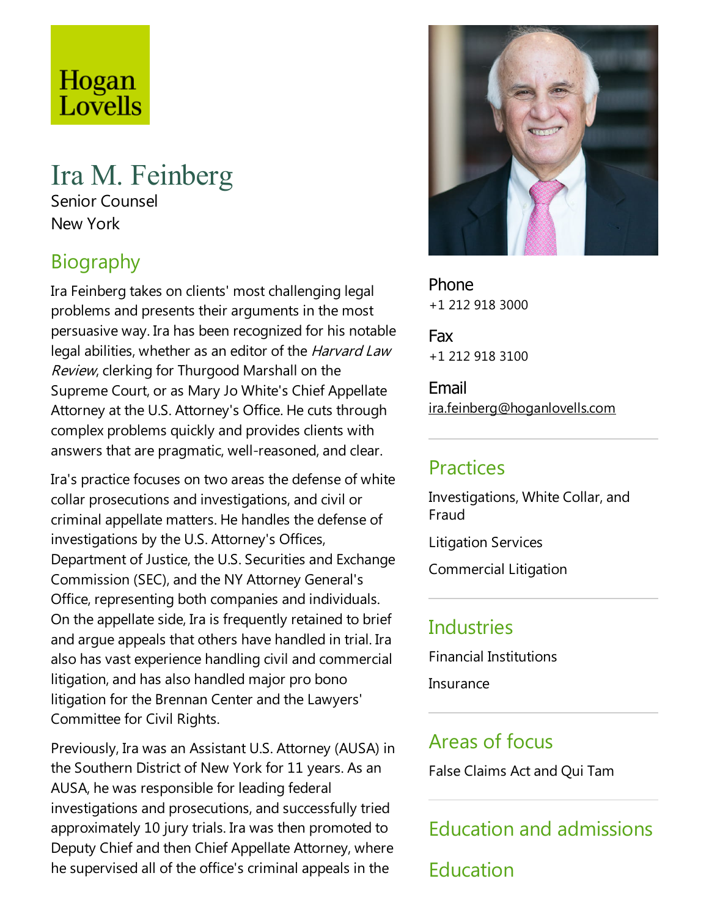Hogan Lovells

# Ira M. Feinberg

Senior Counsel

New York

## Biography

Ira Feinberg takes on clients' most challenging legal problems and presents their arguments in the most persuasive way. Ira has been recognized for his notable legal abilities, whether as an editor of the *Harvard Law Review*, clerking for Thurgood Marshall on the Supreme Court, or as Mary Jo White's Chief Appellate Attorney at the U.S. Attorney's Office. He cuts through complex problems quickly and provides clients with answers that are pragmatic, well-reasoned, and clear.

Ira's practice focuses on two areas the defense of white collar prosecutions and investigations, and civil or criminal appellate matters. He handles the defense of investigations by the U.S. Attorney's Offices, Department of Justice, the U.S. Securities and Exchange Commission (SEC), and the NY Attorney General's Office, representing both companies and individuals. On the appellate side, Ira is frequently retained to brief and argue appeals that others have handled in trial. Ira also has vast experience handling civil and commercial litigation, and has also handled major pro bono litigation for the Brennan Center and the Lawyers' Committee for Civil Rights.

Previously, Ira was an Assistant U.S. Attorney (AUSA) in the Southern District of New York for 11 years. As an AUSA, he was responsible for leading federal investigations and prosecutions, and successfully tried approximately 10 jury trials. Ira was then promoted to Deputy Chief and then Chief Appellate Attorney, where he supervised all of the office's criminal appeals in the

**Phone**
+1 212 918 3000

**Fax**
+1 212 918 3100

**Email**
ira.feinberg@hoganlovells.com

## Practices

Investigations, White Collar, and Fraud

Litigation Services

Commercial Litigation

## Industries

Financial Institutions

Insurance

## Areas of focus

False Claims Act and Qui Tam

## Education and admissions

## Education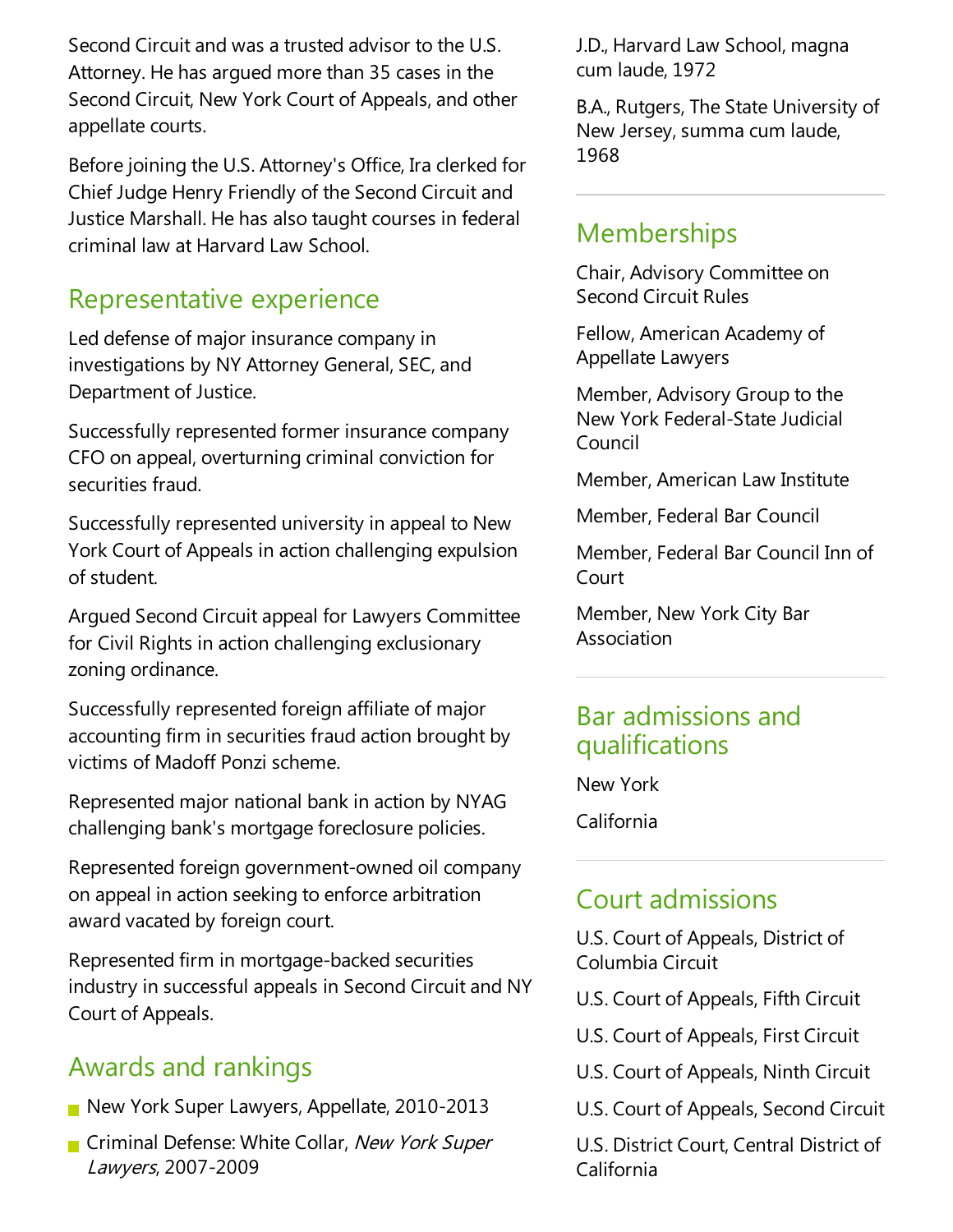Second Circuit and was a trusted advisor to the U.S. Attorney. He has argued more than 35 cases in the Second Circuit, New York Court of Appeals, and other appellate courts.

Before joining the U.S. Attorney's Office, Ira clerked for Chief Judge Henry Friendly of the Second Circuit and Justice Marshall. He has also taught courses in federal criminal law at Harvard Law School.

## Representative experience

Led defense of major insurance company in investigations by NY Attorney General, SEC, and Department of Justice.

Successfully represented former insurance company CFO on appeal, overturning criminal conviction for securities fraud.

Successfully represented university in appeal to New York Court of Appeals in action challenging expulsion of student.

Argued Second Circuit appeal for Lawyers Committee for Civil Rights in action challenging exclusionary zoning ordinance.

Successfully represented foreign affiliate of major accounting firm in securities fraud action brought by victims of Madoff Ponzi scheme.

Represented major national bank in action by NYAG challenging bank's mortgage foreclosure policies.

Represented foreign government-owned oil company on appeal in action seeking to enforce arbitration award vacated by foreign court.

Represented firm in mortgage-backed securities industry in successful appeals in Second Circuit and NY Court of Appeals.

## Awards and rankings

- New York Super Lawyers, Appellate, 2010-2013
- Criminal Defense: White Collar, *New York Super Lawyers*, 2007-2009

J.D., Harvard Law School, magna cum laude, 1972

B.A., Rutgers, The State University of New Jersey, summa cum laude, 1968

## Memberships

Chair, Advisory Committee on Second Circuit Rules

Fellow, American Academy of Appellate Lawyers

Member, Advisory Group to the New York Federal-State Judicial Council

Member, American Law Institute

Member, Federal Bar Council

Member, Federal Bar Council Inn of Court

Member, New York City Bar Association

## Bar admissions and qualifications

New York

California

## Court admissions

U.S. Court of Appeals, District of Columbia Circuit

U.S. Court of Appeals, Fifth Circuit

U.S. Court of Appeals, First Circuit

U.S. Court of Appeals, Ninth Circuit

U.S. Court of Appeals, Second Circuit

U.S. District Court, Central District of California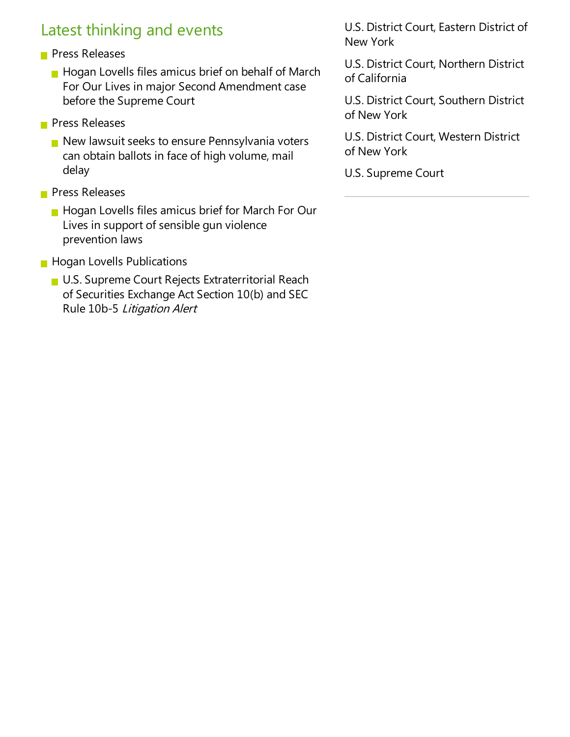## Latest thinking and events

- Press Releases
  - Hogan Lovells files amicus brief on behalf of March For Our Lives in major Second Amendment case before the Supreme Court
- Press Releases
  - New lawsuit seeks to ensure Pennsylvania voters can obtain ballots in face of high volume, mail delay
- Press Releases
  - Hogan Lovells files amicus brief for March For Our Lives in support of sensible gun violence prevention laws
- Hogan Lovells Publications
  - U.S. Supreme Court Rejects Extraterritorial Reach of Securities Exchange Act Section 10(b) and SEC Rule 10b-5 *Litigation Alert*

U.S. District Court, Eastern District of New York

U.S. District Court, Northern District of California

U.S. District Court, Southern District of New York

U.S. District Court, Western District of New York

U.S. Supreme Court